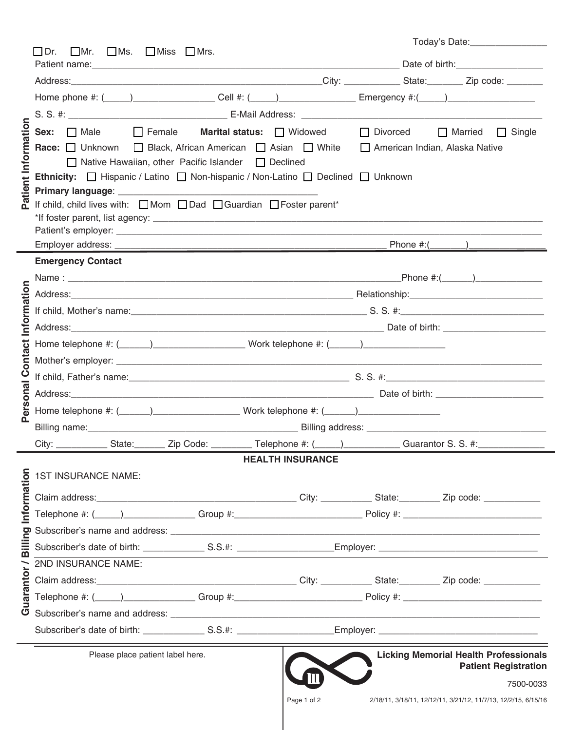Today's Date:_______________

☐ Dr. ☐ Mr. ☐ Ms. ☐ Miss ☐ Mrs.

## Patient Information

Patient name:_______________________________________________ Date of birth:_________________

Address:_______________________________________City: ___________ State:_______ Zip code: _______

Home phone #: (_____)________________ Cell #: (_____)_______________ Emergency #:(_____)_________________

S. S. #: _______________________________ E-Mail Address: _______________________________________________

**Sex:** ☐ Male ☐ Female **Marital status:** ☐ Widowed ☐ Divorced ☐ Married ☐ Single

**Race:** ☐ Unknown ☐ Black, African American ☐ Asian ☐ White ☐ American Indian, Alaska Native ☐ Native Hawaiian, other Pacific Islander ☐ Declined

**Ethnicity:** ☐ Hispanic / Latino ☐ Non-hispanic / Non-Latino ☐ Declined ☐ Unknown

**Primary language**: _______________________________________

If child, child lives with: ☐ Mom ☐ Dad ☐ Guardian ☐ Foster parent*

*If foster parent, list agency: _______________________________________________________________

Patient's employer: _______________________________________________________________________

Employer address: _______________________________________________ Phone #:(_______)_______________

## Personal Contact Information

**Emergency Contact**

Name : _______________________________________________________________Phone #:(______)_____________

Address:___________________________________________________ Relationship:___________________________

If child, Mother's name:___________________________________________ S. S. #:_____________________________

Address:_______________________________________________________ Date of birth: ____________________

Home telephone #: (______)_________________ Work telephone #: (______)________________

Mother's employer: _______________________________________________________________________

If child, Father's name:_____________________________________________ S. S. #:______________________________

Address:_____________________________________________________ Date of birth: _____________________

Home telephone #: (______)________________ Work telephone #: (______)________________

Billing name:_________________________________________ Billing address: _________________________________

City: __________ State:______ Zip Code: ________ Telephone #: (_____)___________ Guarantor S. S. #:_____________

## Guarantor / Billing Information

### HEALTH INSURANCE

1ST INSURANCE NAME:

Claim address:_______________________________________ City: __________ State:________ Zip code: ___________

Telephone #: (_____)______________ Group #:_________________________ Policy #: ___________________________

Subscriber's name and address: ______________________________________________________________________

Subscriber's date of birth: ____________ S.S.#: __________________Employer: _______________________________

2ND INSURANCE NAME:

Claim address:_______________________________________ City: __________ State:________ Zip code: ___________

Telephone #: (_____)______________ Group #:_________________________ Policy #: ___________________________

Subscriber's name and address: ______________________________________________________________________

Subscriber's date of birth: ____________ S.S.#: __________________Employer: _______________________________

Please place patient label here.

**Licking Memorial Health Professionals**
**Patient Registration**

7500-0033

2/18/11, 3/18/11, 12/12/11, 3/21/12, 11/7/13, 12/2/15, 6/15/16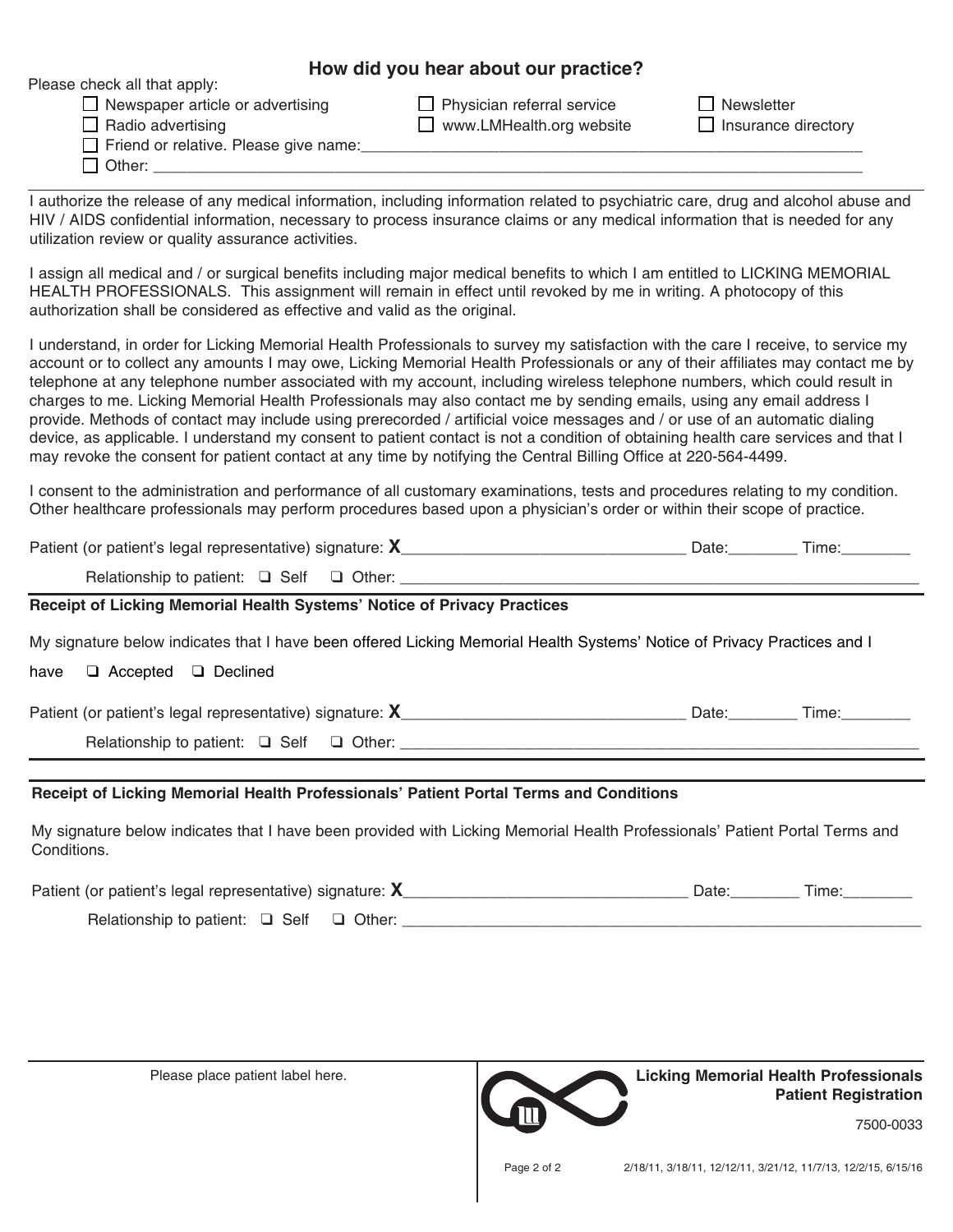## How did you hear about our practice?

Please check all that apply:

- ☐ Newspaper article or advertising
- ☐ Physician referral service
- ☐ Newsletter
- ☐ Radio advertising
- ☐ www.LMHealth.org website
- ☐ Insurance directory
- ☐ Friend or relative. Please give name:________________________________________
- ☐ Other: ________________________________________________________________

I authorize the release of any medical information, including information related to psychiatric care, drug and alcohol abuse and HIV / AIDS confidential information, necessary to process insurance claims or any medical information that is needed for any utilization review or quality assurance activities.

I assign all medical and / or surgical benefits including major medical benefits to which I am entitled to LICKING MEMORIAL HEALTH PROFESSIONALS. This assignment will remain in effect until revoked by me in writing. A photocopy of this authorization shall be considered as effective and valid as the original.

I understand, in order for Licking Memorial Health Professionals to survey my satisfaction with the care I receive, to service my account or to collect any amounts I may owe, Licking Memorial Health Professionals or any of their affiliates may contact me by telephone at any telephone number associated with my account, including wireless telephone numbers, which could result in charges to me. Licking Memorial Health Professionals may also contact me by sending emails, using any email address I provide. Methods of contact may include using prerecorded / artificial voice messages and / or use of an automatic dialing device, as applicable. I understand my consent to patient contact is not a condition of obtaining health care services and that I may revoke the consent for patient contact at any time by notifying the Central Billing Office at 220-564-4499.

I consent to the administration and performance of all customary examinations, tests and procedures relating to my condition. Other healthcare professionals may perform procedures based upon a physician's order or within their scope of practice.

Patient (or patient's legal representative) signature: **X**________________________________ Date:________ Time:________

Relationship to patient: ❑ Self ❑ Other: ____________________________________________________________

**Receipt of Licking Memorial Health Systems' Notice of Privacy Practices**

My signature below indicates that I have been offered Licking Memorial Health Systems' Notice of Privacy Practices and I have ❑ Accepted ❑ Declined

Patient (or patient's legal representative) signature: **X**________________________________ Date:________ Time:________

Relationship to patient: ❑ Self ❑ Other: ____________________________________________________________

**Receipt of Licking Memorial Health Professionals' Patient Portal Terms and Conditions**

My signature below indicates that I have been provided with Licking Memorial Health Professionals' Patient Portal Terms and Conditions.

Patient (or patient's legal representative) signature: **X**________________________________ Date:________ Time:________

Relationship to patient: ❑ Self ❑ Other: ____________________________________________________________

Please place patient label here.

**Licking Memorial Health Professionals**
**Patient Registration**

7500-0033

2/18/11, 3/18/11, 12/12/11, 3/21/12, 11/7/13, 12/2/15, 6/15/16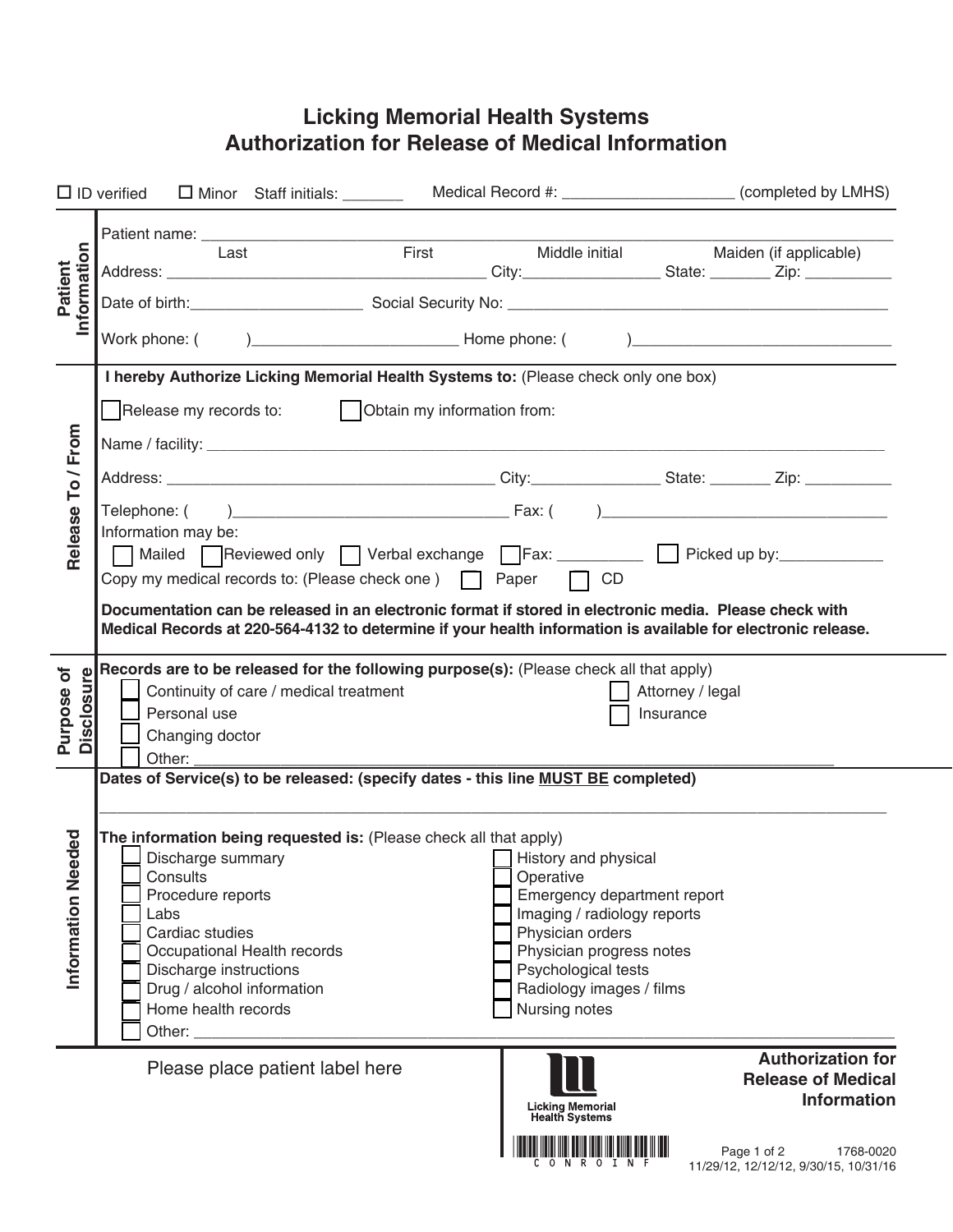# Licking Memorial Health Systems
# Authorization for Release of Medical Information

☐ ID verified ☐ Minor Staff initials: _______ Medical Record #: ____________________ (completed by LMHS)

## Patient Information

Patient name: ______________________________________________________________________________
Last First Middle initial Maiden (if applicable)

Address: ________________________________________ City:________________ State: _______ Zip: __________

Date of birth:____________________ Social Security No: ____________________________________________

Work phone: ( )________________________ Home phone: ( )______________________________

## Release To / From

**I hereby Authorize Licking Memorial Health Systems to:** (Please check only one box)

☐ Release my records to: ☐ Obtain my information from:

Name / facility: ___________________________________________________________________________

Address: ________________________________________ City:_______________ State: _______ Zip: __________

Telephone: ( )_________________________________ Fax: ( )___________________________________

Information may be:

☐ Mailed ☐ Reviewed only ☐ Verbal exchange ☐ Fax: __________ ☐ Picked up by:____________

Copy my medical records to: (Please check one ) ☐ Paper ☐ CD

**Documentation can be released in an electronic format if stored in electronic media. Please check with Medical Records at 220-564-4132 to determine if your health information is available for electronic release.**

## Purpose of Disclosure

**Records are to be released for the following purpose(s):** (Please check all that apply)

- ☐ Continuity of care / medical treatment
- ☐ Personal use
- ☐ Changing doctor
- ☐ Other: ______________________________________________________________________
- ☐ Attorney / legal
- ☐ Insurance

## Information Needed

**Dates of Service(s) to be released: (specify dates - this line MUST BE completed)**

_______________________________________________________________________________________

**The information being requested is:** (Please check all that apply)

- ☐ Discharge summary
- ☐ Consults
- ☐ Procedure reports
- ☐ Labs
- ☐ Cardiac studies
- ☐ Occupational Health records
- ☐ Discharge instructions
- ☐ Drug / alcohol information
- ☐ Home health records
- ☐ History and physical
- ☐ Operative
- ☐ Emergency department report
- ☐ Imaging / radiology reports
- ☐ Physician orders
- ☐ Physician progress notes
- ☐ Psychological tests
- ☐ Radiology images / films
- ☐ Nursing notes
- ☐ Other: ______________________________________________________________________

Please place patient label here

Licking Memorial Health Systems

**Authorization for Release of Medical Information**

CONROINF

1768-0020
11/29/12, 12/12/12, 9/30/15, 10/31/16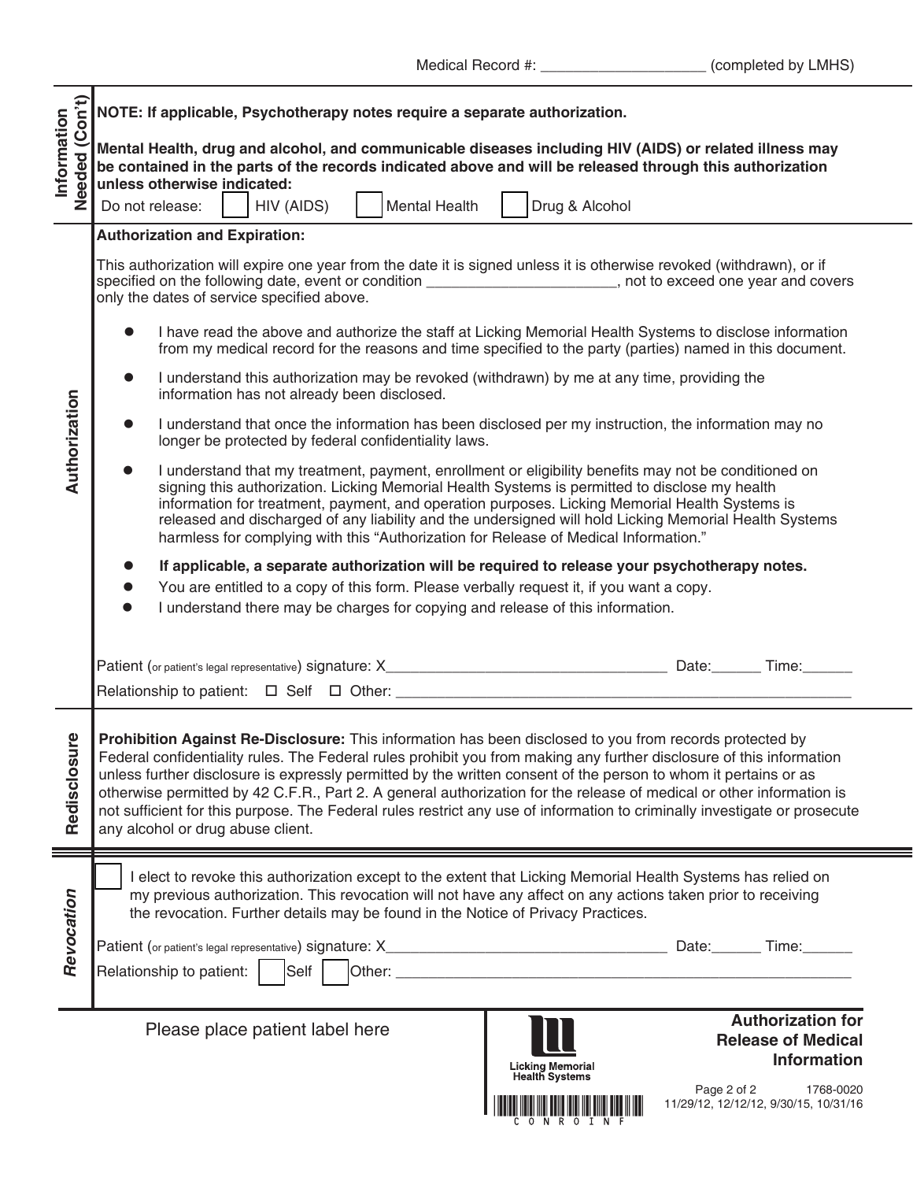Medical Record #: ____________________ (completed by LMHS)

## Information Needed (Con't)

**NOTE: If applicable, Psychotherapy notes require a separate authorization.**

**Mental Health, drug and alcohol, and communicable diseases including HIV (AIDS) or related illness may be contained in the parts of the records indicated above and will be released through this authorization unless otherwise indicated:**

Do not release: ☐ HIV (AIDS) ☐ Mental Health ☐ Drug & Alcohol

## Authorization

**Authorization and Expiration:**

This authorization will expire one year from the date it is signed unless it is otherwise revoked (withdrawn), or if specified on the following date, event or condition ________________________, not to exceed one year and covers only the dates of service specified above.

- I have read the above and authorize the staff at Licking Memorial Health Systems to disclose information from my medical record for the reasons and time specified to the party (parties) named in this document.
- I understand this authorization may be revoked (withdrawn) by me at any time, providing the information has not already been disclosed.
- I understand that once the information has been disclosed per my instruction, the information may no longer be protected by federal confidentiality laws.
- I understand that my treatment, payment, enrollment or eligibility benefits may not be conditioned on signing this authorization. Licking Memorial Health Systems is permitted to disclose my health information for treatment, payment, and operation purposes. Licking Memorial Health Systems is released and discharged of any liability and the undersigned will hold Licking Memorial Health Systems harmless for complying with this "Authorization for Release of Medical Information."
- **If applicable, a separate authorization will be required to release your psychotherapy notes.**
- You are entitled to a copy of this form. Please verbally request it, if you want a copy.
- I understand there may be charges for copying and release of this information.

Patient (or patient's legal representative) signature: X___________________________________ Date:______ Time:______

Relationship to patient: ☐ Self ☐ Other: ____________________________________________________________

## Redisclosure

**Prohibition Against Re-Disclosure:** This information has been disclosed to you from records protected by Federal confidentiality rules. The Federal rules prohibit you from making any further disclosure of this information unless further disclosure is expressly permitted by the written consent of the person to whom it pertains or as otherwise permitted by 42 C.F.R., Part 2. A general authorization for the release of medical or other information is not sufficient for this purpose. The Federal rules restrict any use of information to criminally investigate or prosecute any alcohol or drug abuse client.

## *Revocation*

☐ I elect to revoke this authorization except to the extent that Licking Memorial Health Systems has relied on my previous authorization. This revocation will not have any affect on any actions taken prior to receiving the revocation. Further details may be found in the Notice of Privacy Practices.

Patient (or patient's legal representative) signature: X___________________________________ Date:______ Time:______

Relationship to patient: ☐ Self ☐ Other: ____________________________________________________________

Please place patient label here

Licking Memorial Health Systems

CONROINF

**Authorization for Release of Medical Information**

1768-0020

11/29/12, 12/12/12, 9/30/15, 10/31/16